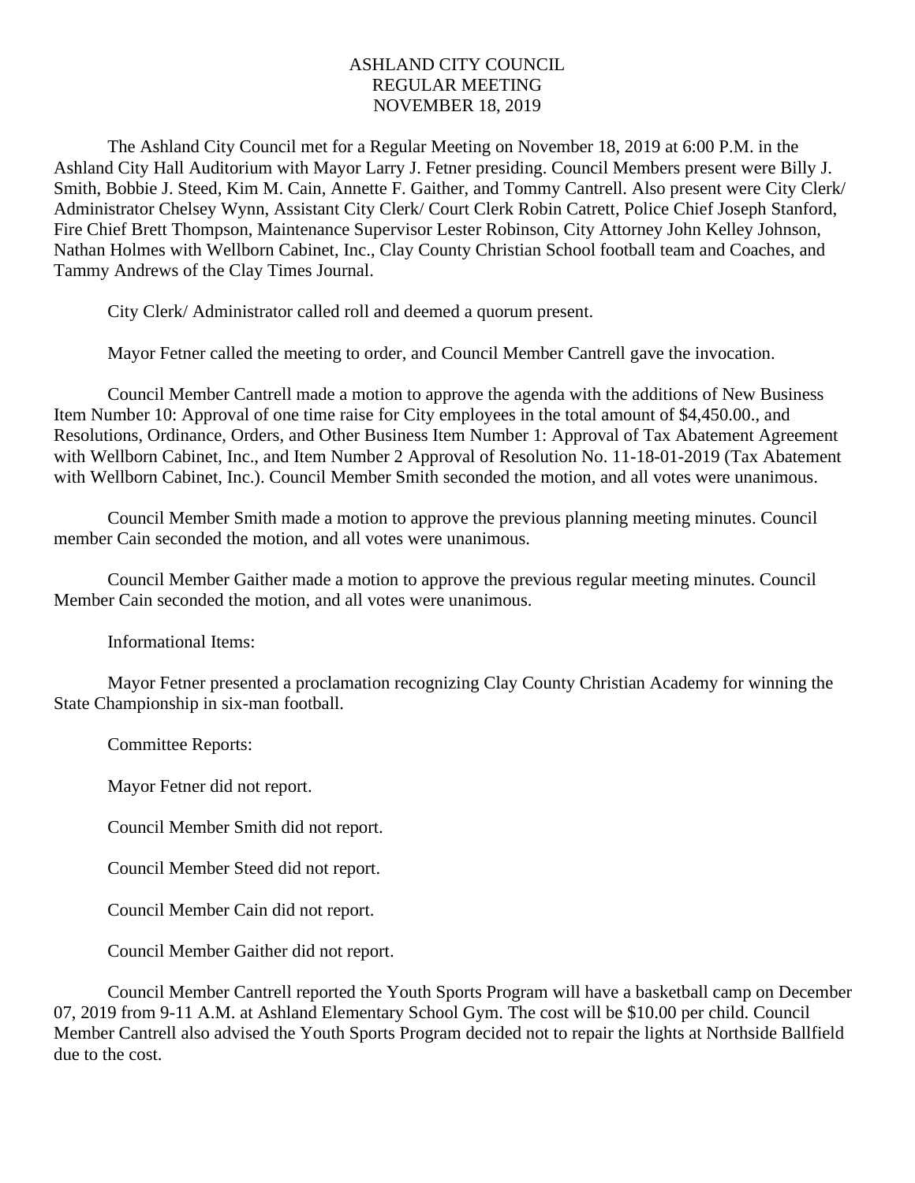# ASHLAND CITY COUNCIL
## REGULAR MEETING
## NOVEMBER 18, 2019

The Ashland City Council met for a Regular Meeting on November 18, 2019 at 6:00 P.M. in the Ashland City Hall Auditorium with Mayor Larry J. Fetner presiding. Council Members present were Billy J. Smith, Bobbie J. Steed, Kim M. Cain, Annette F. Gaither, and Tommy Cantrell. Also present were City Clerk/ Administrator Chelsey Wynn, Assistant City Clerk/ Court Clerk Robin Catrett, Police Chief Joseph Stanford, Fire Chief Brett Thompson, Maintenance Supervisor Lester Robinson, City Attorney John Kelley Johnson, Nathan Holmes with Wellborn Cabinet, Inc., Clay County Christian School football team and Coaches, and Tammy Andrews of the Clay Times Journal.

City Clerk/ Administrator called roll and deemed a quorum present.

Mayor Fetner called the meeting to order, and Council Member Cantrell gave the invocation.

Council Member Cantrell made a motion to approve the agenda with the additions of New Business Item Number 10: Approval of one time raise for City employees in the total amount of $4,450.00., and Resolutions, Ordinance, Orders, and Other Business Item Number 1: Approval of Tax Abatement Agreement with Wellborn Cabinet, Inc., and Item Number 2 Approval of Resolution No. 11-18-01-2019 (Tax Abatement with Wellborn Cabinet, Inc.). Council Member Smith seconded the motion, and all votes were unanimous.

Council Member Smith made a motion to approve the previous planning meeting minutes. Council member Cain seconded the motion, and all votes were unanimous.

Council Member Gaither made a motion to approve the previous regular meeting minutes. Council Member Cain seconded the motion, and all votes were unanimous.

Informational Items:

Mayor Fetner presented a proclamation recognizing Clay County Christian Academy for winning the State Championship in six-man football.

Committee Reports:

Mayor Fetner did not report.

Council Member Smith did not report.

Council Member Steed did not report.

Council Member Cain did not report.

Council Member Gaither did not report.

Council Member Cantrell reported the Youth Sports Program will have a basketball camp on December 07, 2019 from 9-11 A.M. at Ashland Elementary School Gym. The cost will be $10.00 per child. Council Member Cantrell also advised the Youth Sports Program decided not to repair the lights at Northside Ballfield due to the cost.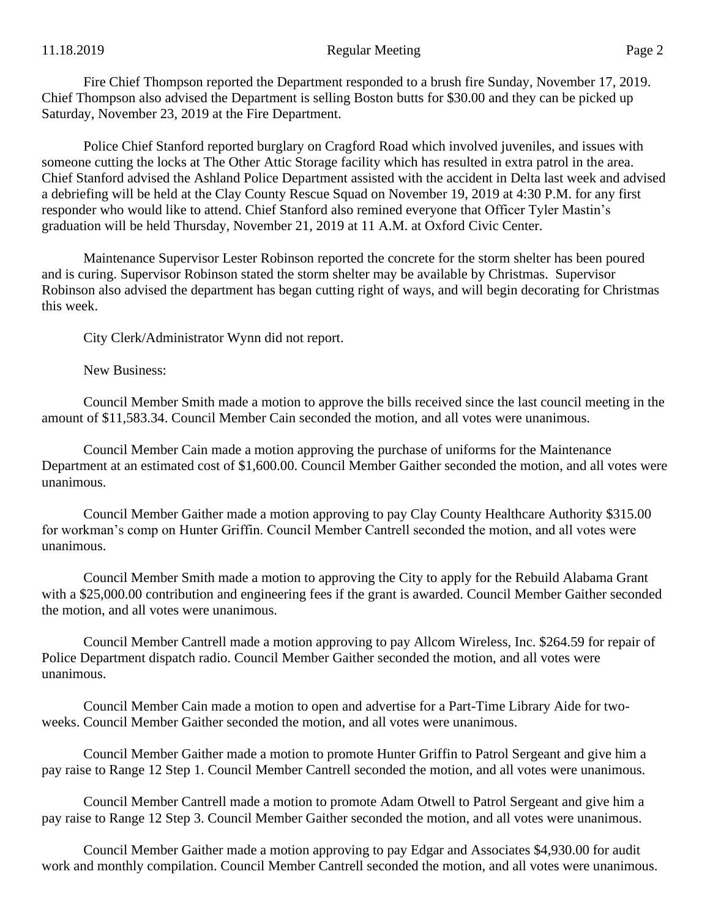Fire Chief Thompson reported the Department responded to a brush fire Sunday, November 17, 2019. Chief Thompson also advised the Department is selling Boston butts for $30.00 and they can be picked up Saturday, November 23, 2019 at the Fire Department.

Police Chief Stanford reported burglary on Cragford Road which involved juveniles, and issues with someone cutting the locks at The Other Attic Storage facility which has resulted in extra patrol in the area. Chief Stanford advised the Ashland Police Department assisted with the accident in Delta last week and advised a debriefing will be held at the Clay County Rescue Squad on November 19, 2019 at 4:30 P.M. for any first responder who would like to attend. Chief Stanford also remined everyone that Officer Tyler Mastin's graduation will be held Thursday, November 21, 2019 at 11 A.M. at Oxford Civic Center.

Maintenance Supervisor Lester Robinson reported the concrete for the storm shelter has been poured and is curing. Supervisor Robinson stated the storm shelter may be available by Christmas. Supervisor Robinson also advised the department has began cutting right of ways, and will begin decorating for Christmas this week.

City Clerk/Administrator Wynn did not report.

New Business:

Council Member Smith made a motion to approve the bills received since the last council meeting in the amount of $11,583.34. Council Member Cain seconded the motion, and all votes were unanimous.

Council Member Cain made a motion approving the purchase of uniforms for the Maintenance Department at an estimated cost of $1,600.00. Council Member Gaither seconded the motion, and all votes were unanimous.

Council Member Gaither made a motion approving to pay Clay County Healthcare Authority $315.00 for workman's comp on Hunter Griffin. Council Member Cantrell seconded the motion, and all votes were unanimous.

Council Member Smith made a motion to approving the City to apply for the Rebuild Alabama Grant with a $25,000.00 contribution and engineering fees if the grant is awarded. Council Member Gaither seconded the motion, and all votes were unanimous.

Council Member Cantrell made a motion approving to pay Allcom Wireless, Inc. $264.59 for repair of Police Department dispatch radio. Council Member Gaither seconded the motion, and all votes were unanimous.

Council Member Cain made a motion to open and advertise for a Part-Time Library Aide for two-weeks. Council Member Gaither seconded the motion, and all votes were unanimous.

Council Member Gaither made a motion to promote Hunter Griffin to Patrol Sergeant and give him a pay raise to Range 12 Step 1. Council Member Cantrell seconded the motion, and all votes were unanimous.

Council Member Cantrell made a motion to promote Adam Otwell to Patrol Sergeant and give him a pay raise to Range 12 Step 3. Council Member Gaither seconded the motion, and all votes were unanimous.

Council Member Gaither made a motion approving to pay Edgar and Associates $4,930.00 for audit work and monthly compilation. Council Member Cantrell seconded the motion, and all votes were unanimous.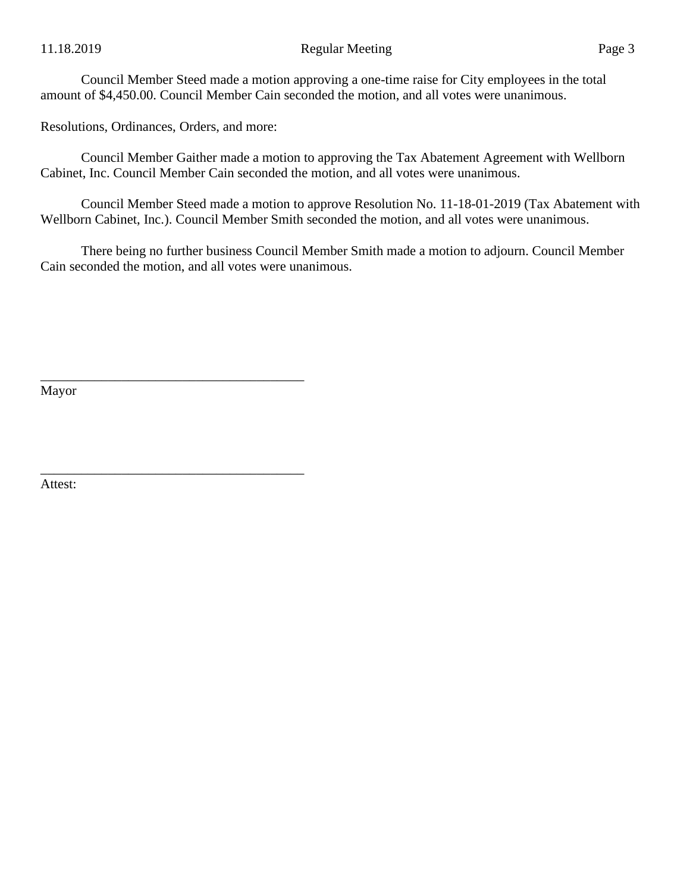Council Member Steed made a motion approving a one-time raise for City employees in the total amount of $4,450.00. Council Member Cain seconded the motion, and all votes were unanimous.

Resolutions, Ordinances, Orders, and more:

Council Member Gaither made a motion to approving the Tax Abatement Agreement with Wellborn Cabinet, Inc. Council Member Cain seconded the motion, and all votes were unanimous.

Council Member Steed made a motion to approve Resolution No. 11-18-01-2019 (Tax Abatement with Wellborn Cabinet, Inc.). Council Member Smith seconded the motion, and all votes were unanimous.

There being no further business Council Member Smith made a motion to adjourn. Council Member Cain seconded the motion, and all votes were unanimous.

_______________________________________
Mayor

_______________________________________
Attest: